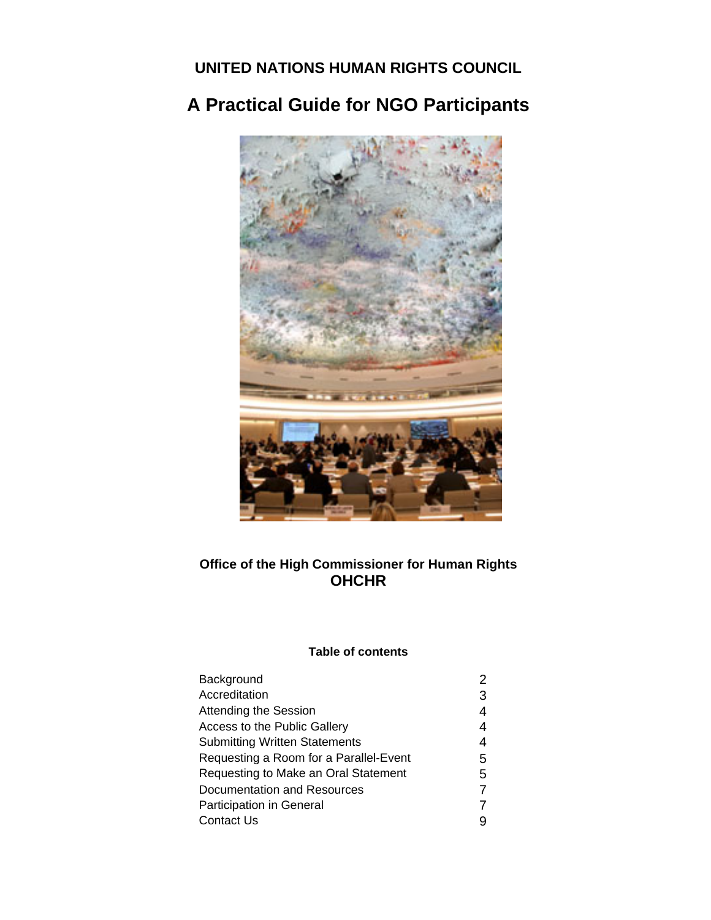# UNITED NATIONS HUMAN RIGHTS COUNCIL

# A Practical Guide for NGO Participants

**Office of the High Commissioner for Human Rights**
**OHCHR**

**Table of contents**

| | |
|---|---|
| Background | 2 |
| Accreditation | 3 |
| Attending the Session | 4 |
| Access to the Public Gallery | 4 |
| Submitting Written Statements | 4 |
| Requesting a Room for a Parallel-Event | 5 |
| Requesting to Make an Oral Statement | 5 |
| Documentation and Resources | 7 |
| Participation in General | 7 |
| Contact Us | 9 |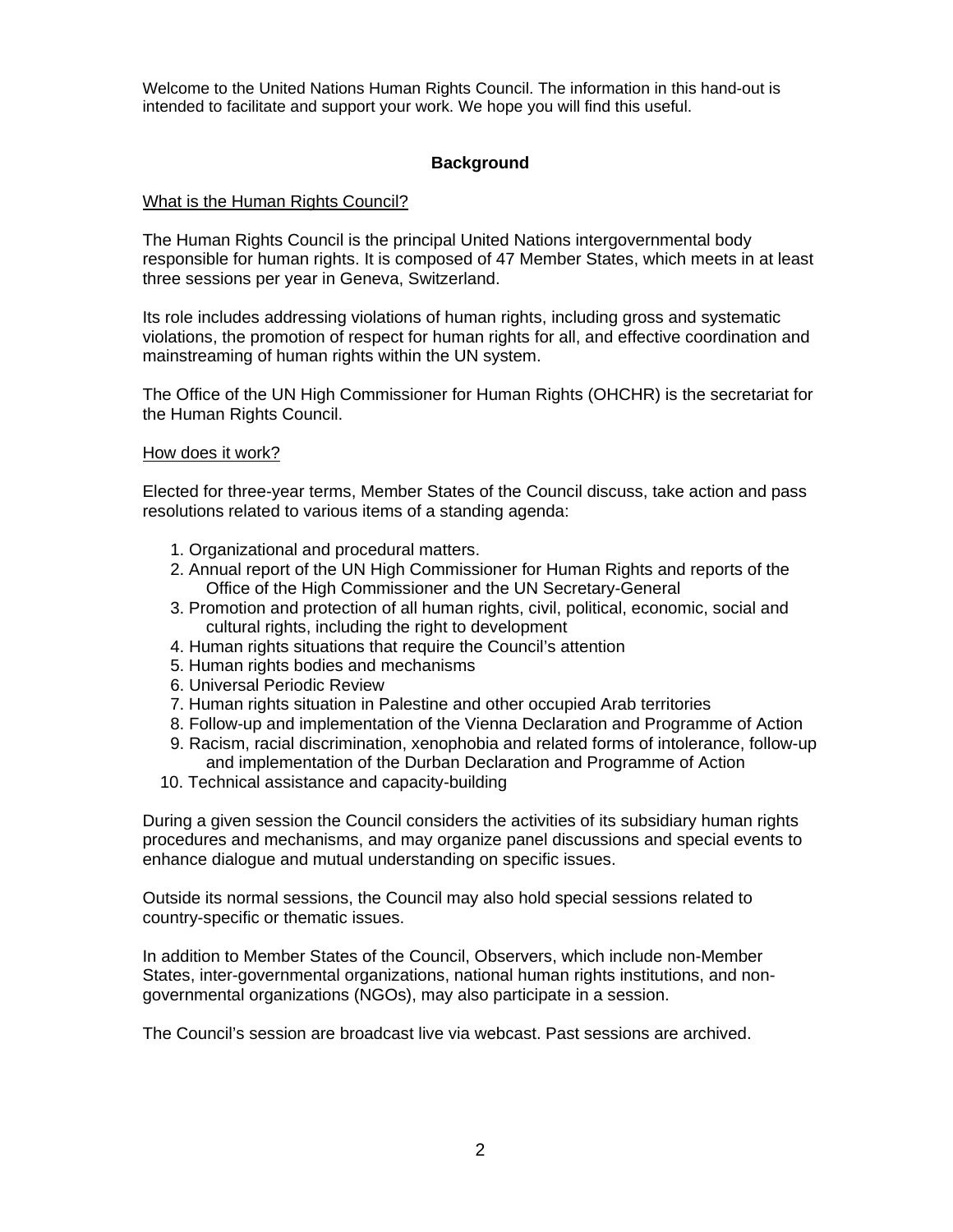Welcome to the United Nations Human Rights Council. The information in this hand-out is intended to facilitate and support your work. We hope you will find this useful.

## Background

<u>What is the Human Rights Council?</u>

The Human Rights Council is the principal United Nations intergovernmental body responsible for human rights. It is composed of 47 Member States, which meets in at least three sessions per year in Geneva, Switzerland.

Its role includes addressing violations of human rights, including gross and systematic violations, the promotion of respect for human rights for all, and effective coordination and mainstreaming of human rights within the UN system.

The Office of the UN High Commissioner for Human Rights (OHCHR) is the secretariat for the Human Rights Council.

<u>How does it work?</u>

Elected for three-year terms, Member States of the Council discuss, take action and pass resolutions related to various items of a standing agenda:

1. Organizational and procedural matters.
2. Annual report of the UN High Commissioner for Human Rights and reports of the Office of the High Commissioner and the UN Secretary-General
3. Promotion and protection of all human rights, civil, political, economic, social and cultural rights, including the right to development
4. Human rights situations that require the Council's attention
5. Human rights bodies and mechanisms
6. Universal Periodic Review
7. Human rights situation in Palestine and other occupied Arab territories
8. Follow-up and implementation of the Vienna Declaration and Programme of Action
9. Racism, racial discrimination, xenophobia and related forms of intolerance, follow-up and implementation of the Durban Declaration and Programme of Action
10. Technical assistance and capacity-building

During a given session the Council considers the activities of its subsidiary human rights procedures and mechanisms, and may organize panel discussions and special events to enhance dialogue and mutual understanding on specific issues.

Outside its normal sessions, the Council may also hold special sessions related to country-specific or thematic issues.

In addition to Member States of the Council, Observers, which include non-Member States, inter-governmental organizations, national human rights institutions, and non-governmental organizations (NGOs), may also participate in a session.

The Council's session are broadcast live via webcast. Past sessions are archived.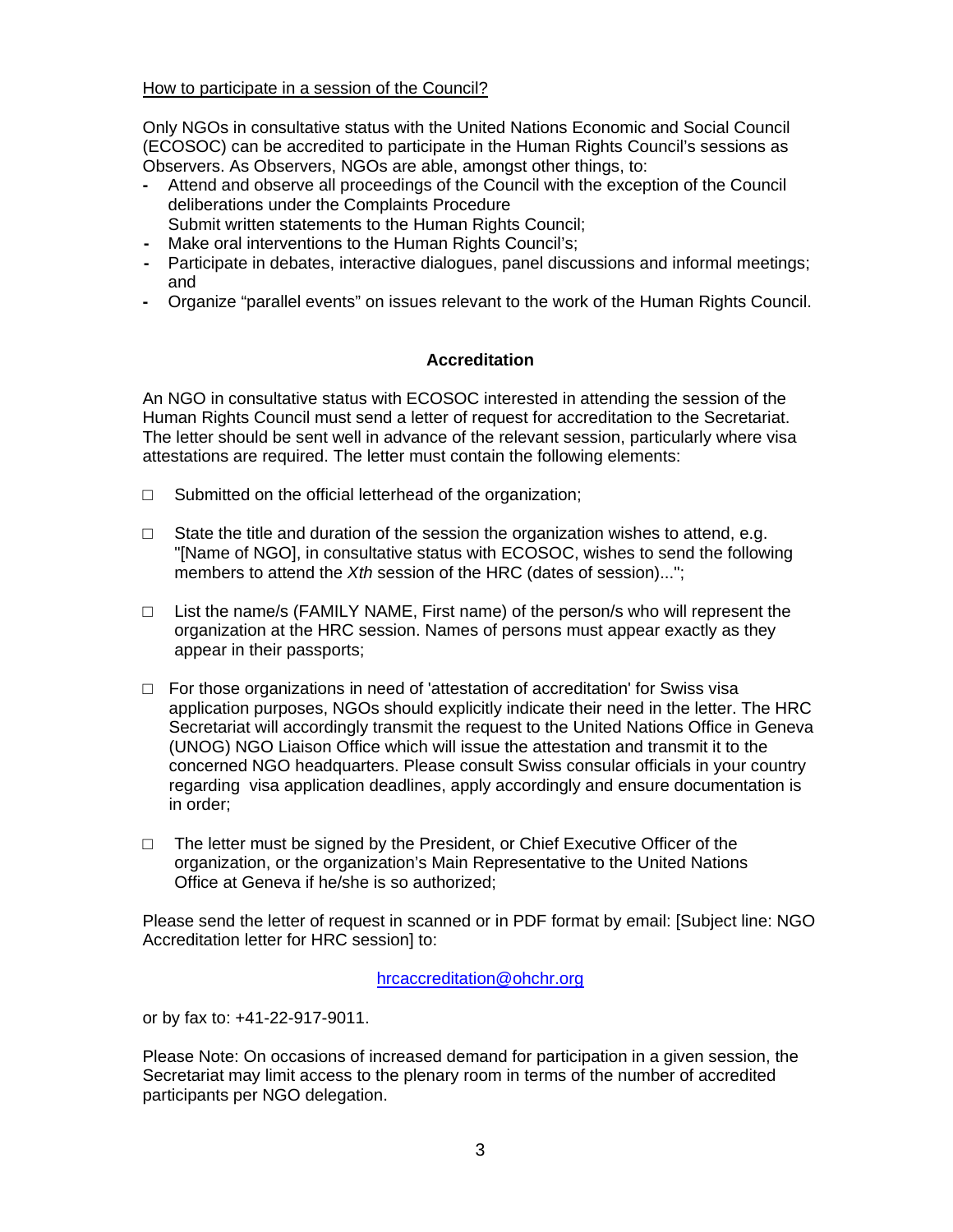How to participate in a session of the Council?

Only NGOs in consultative status with the United Nations Economic and Social Council (ECOSOC) can be accredited to participate in the Human Rights Council's sessions as Observers. As Observers, NGOs are able, amongst other things, to:

- Attend and observe all proceedings of the Council with the exception of the Council deliberations under the Complaints Procedure
  Submit written statements to the Human Rights Council;
- Make oral interventions to the Human Rights Council's;
- Participate in debates, interactive dialogues, panel discussions and informal meetings; and
- Organize "parallel events" on issues relevant to the work of the Human Rights Council.

**Accreditation**

An NGO in consultative status with ECOSOC interested in attending the session of the Human Rights Council must send a letter of request for accreditation to the Secretariat. The letter should be sent well in advance of the relevant session, particularly where visa attestations are required. The letter must contain the following elements:

- □ Submitted on the official letterhead of the organization;
- □ State the title and duration of the session the organization wishes to attend, e.g. "[Name of NGO], in consultative status with ECOSOC, wishes to send the following members to attend the *Xth* session of the HRC (dates of session)...";
- □ List the name/s (FAMILY NAME, First name) of the person/s who will represent the organization at the HRC session. Names of persons must appear exactly as they appear in their passports;
- □ For those organizations in need of 'attestation of accreditation' for Swiss visa application purposes, NGOs should explicitly indicate their need in the letter. The HRC Secretariat will accordingly transmit the request to the United Nations Office in Geneva (UNOG) NGO Liaison Office which will issue the attestation and transmit it to the concerned NGO headquarters. Please consult Swiss consular officials in your country regarding visa application deadlines, apply accordingly and ensure documentation is in order;
- □ The letter must be signed by the President, or Chief Executive Officer of the organization, or the organization's Main Representative to the United Nations Office at Geneva if he/she is so authorized;

Please send the letter of request in scanned or in PDF format by email: [Subject line: NGO Accreditation letter for HRC session] to:

hrcaccreditation@ohchr.org

or by fax to: +41-22-917-9011.

Please Note: On occasions of increased demand for participation in a given session, the Secretariat may limit access to the plenary room in terms of the number of accredited participants per NGO delegation.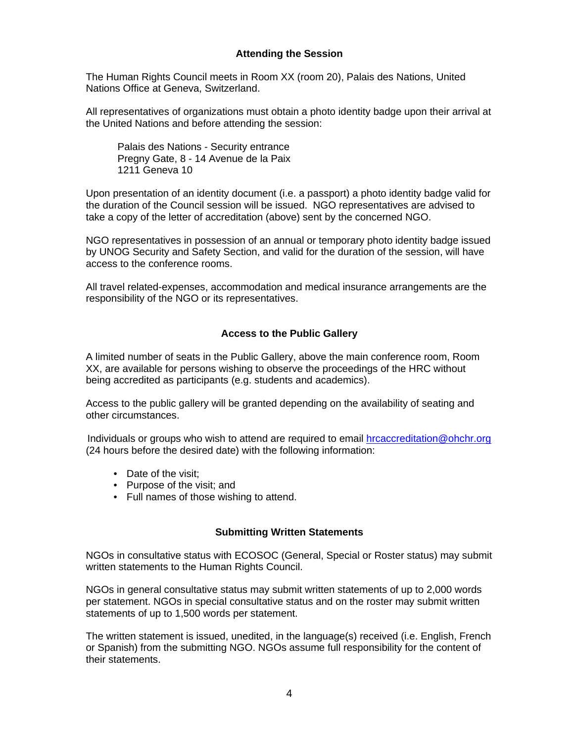## Attending the Session

The Human Rights Council meets in Room XX (room 20), Palais des Nations, United Nations Office at Geneva, Switzerland.

All representatives of organizations must obtain a photo identity badge upon their arrival at the United Nations and before attending the session:

> Palais des Nations - Security entrance
> Pregny Gate, 8 - 14 Avenue de la Paix
> 1211 Geneva 10

Upon presentation of an identity document (i.e. a passport) a photo identity badge valid for the duration of the Council session will be issued. NGO representatives are advised to take a copy of the letter of accreditation (above) sent by the concerned NGO.

NGO representatives in possession of an annual or temporary photo identity badge issued by UNOG Security and Safety Section, and valid for the duration of the session, will have access to the conference rooms.

All travel related-expenses, accommodation and medical insurance arrangements are the responsibility of the NGO or its representatives.

## Access to the Public Gallery

A limited number of seats in the Public Gallery, above the main conference room, Room XX, are available for persons wishing to observe the proceedings of the HRC without being accredited as participants (e.g. students and academics).

Access to the public gallery will be granted depending on the availability of seating and other circumstances.

Individuals or groups who wish to attend are required to email hrcaccreditation@ohchr.org (24 hours before the desired date) with the following information:

- Date of the visit;
- Purpose of the visit; and
- Full names of those wishing to attend.

## Submitting Written Statements

NGOs in consultative status with ECOSOC (General, Special or Roster status) may submit written statements to the Human Rights Council.

NGOs in general consultative status may submit written statements of up to 2,000 words per statement. NGOs in special consultative status and on the roster may submit written statements of up to 1,500 words per statement.

The written statement is issued, unedited, in the language(s) received (i.e. English, French or Spanish) from the submitting NGO. NGOs assume full responsibility for the content of their statements.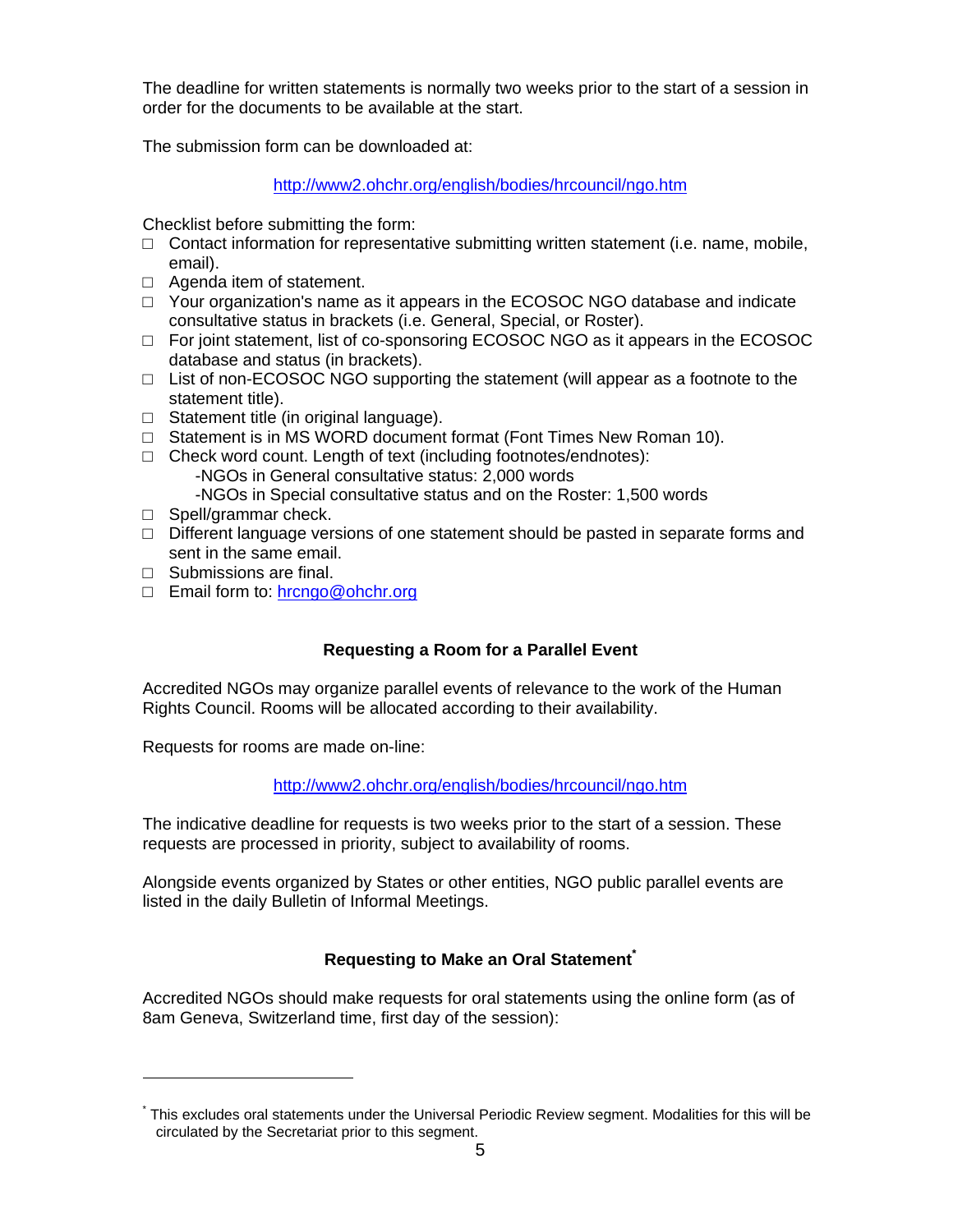The deadline for written statements is normally two weeks prior to the start of a session in order for the documents to be available at the start.

The submission form can be downloaded at:

http://www2.ohchr.org/english/bodies/hrcouncil/ngo.htm

Checklist before submitting the form:

- □ Contact information for representative submitting written statement (i.e. name, mobile, email).
- □ Agenda item of statement.
- □ Your organization's name as it appears in the ECOSOC NGO database and indicate consultative status in brackets (i.e. General, Special, or Roster).
- □ For joint statement, list of co-sponsoring ECOSOC NGO as it appears in the ECOSOC database and status (in brackets).
- □ List of non-ECOSOC NGO supporting the statement (will appear as a footnote to the statement title).
- □ Statement title (in original language).
- □ Statement is in MS WORD document format (Font Times New Roman 10).
- □ Check word count. Length of text (including footnotes/endnotes):
  - -NGOs in General consultative status: 2,000 words
  - -NGOs in Special consultative status and on the Roster: 1,500 words
- □ Spell/grammar check.
- □ Different language versions of one statement should be pasted in separate forms and sent in the same email.
- □ Submissions are final.
- □ Email form to: hrcngo@ohchr.org

### Requesting a Room for a Parallel Event

Accredited NGOs may organize parallel events of relevance to the work of the Human Rights Council. Rooms will be allocated according to their availability.

Requests for rooms are made on-line:

http://www2.ohchr.org/english/bodies/hrcouncil/ngo.htm

The indicative deadline for requests is two weeks prior to the start of a session. These requests are processed in priority, subject to availability of rooms.

Alongside events organized by States or other entities, NGO public parallel events are listed in the daily Bulletin of Informal Meetings.

### Requesting to Make an Oral Statement[*]

Accredited NGOs should make requests for oral statements using the online form (as of 8am Geneva, Switzerland time, first day of the session):

[*] This excludes oral statements under the Universal Periodic Review segment. Modalities for this will be circulated by the Secretariat prior to this segment.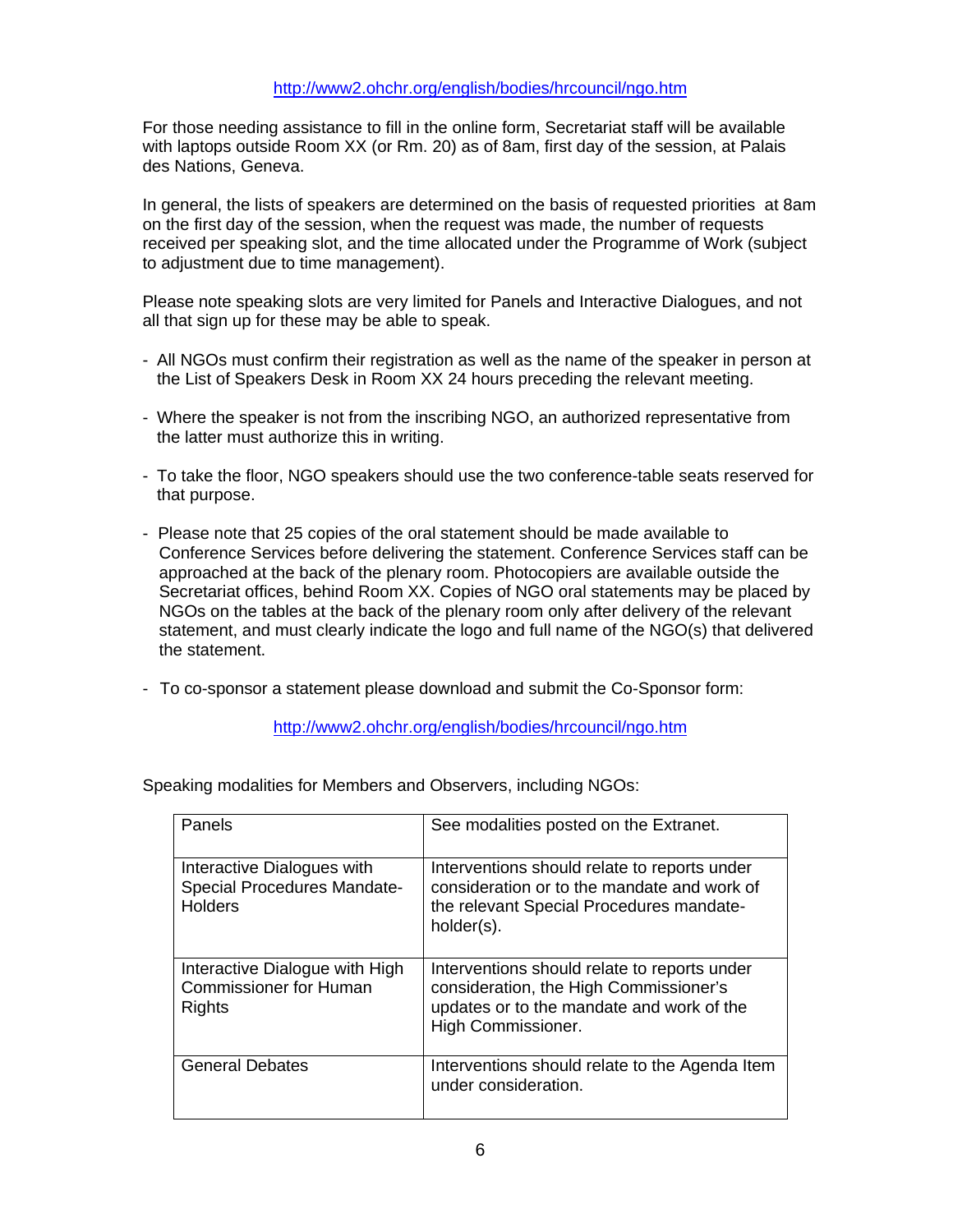http://www2.ohchr.org/english/bodies/hrcouncil/ngo.htm

For those needing assistance to fill in the online form, Secretariat staff will be available with laptops outside Room XX (or Rm. 20) as of 8am, first day of the session, at Palais des Nations, Geneva.

In general, the lists of speakers are determined on the basis of requested priorities at 8am on the first day of the session, when the request was made, the number of requests received per speaking slot, and the time allocated under the Programme of Work (subject to adjustment due to time management).

Please note speaking slots are very limited for Panels and Interactive Dialogues, and not all that sign up for these may be able to speak.

- All NGOs must confirm their registration as well as the name of the speaker in person at the List of Speakers Desk in Room XX 24 hours preceding the relevant meeting.

- Where the speaker is not from the inscribing NGO, an authorized representative from the latter must authorize this in writing.

- To take the floor, NGO speakers should use the two conference-table seats reserved for that purpose.

- Please note that 25 copies of the oral statement should be made available to Conference Services before delivering the statement. Conference Services staff can be approached at the back of the plenary room. Photocopiers are available outside the Secretariat offices, behind Room XX. Copies of NGO oral statements may be placed by NGOs on the tables at the back of the plenary room only after delivery of the relevant statement, and must clearly indicate the logo and full name of the NGO(s) that delivered the statement.

- To co-sponsor a statement please download and submit the Co-Sponsor form:

http://www2.ohchr.org/english/bodies/hrcouncil/ngo.htm

Speaking modalities for Members and Observers, including NGOs:

| | |
|---|---|
| Panels | See modalities posted on the Extranet. |
| Interactive Dialogues with Special Procedures Mandate-Holders | Interventions should relate to reports under consideration or to the mandate and work of the relevant Special Procedures mandate-holder(s). |
| Interactive Dialogue with High Commissioner for Human Rights | Interventions should relate to reports under consideration, the High Commissioner's updates or to the mandate and work of the High Commissioner. |
| General Debates | Interventions should relate to the Agenda Item under consideration. |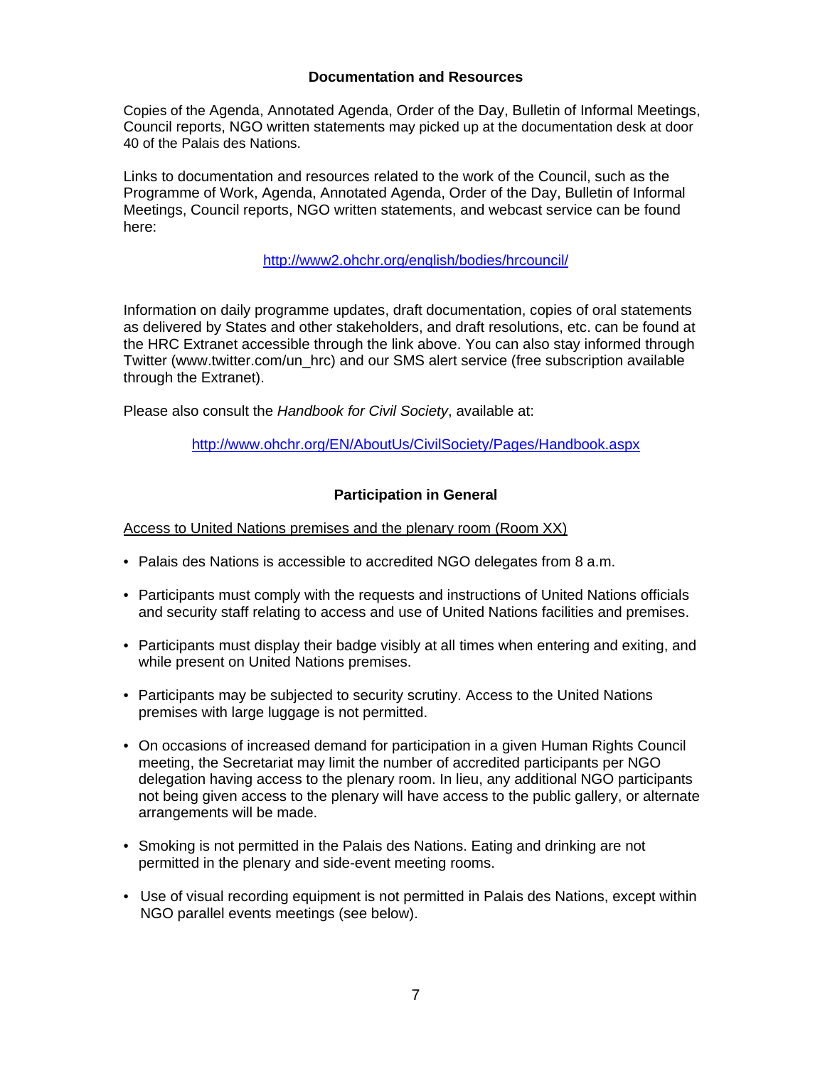## Documentation and Resources

Copies of the Agenda, Annotated Agenda, Order of the Day, Bulletin of Informal Meetings, Council reports, NGO written statements may picked up at the documentation desk at door 40 of the Palais des Nations.

Links to documentation and resources related to the work of the Council, such as the Programme of Work, Agenda, Annotated Agenda, Order of the Day, Bulletin of Informal Meetings, Council reports, NGO written statements, and webcast service can be found here:

http://www2.ohchr.org/english/bodies/hrcouncil/

Information on daily programme updates, draft documentation, copies of oral statements as delivered by States and other stakeholders, and draft resolutions, etc. can be found at the HRC Extranet accessible through the link above. You can also stay informed through Twitter (www.twitter.com/un_hrc) and our SMS alert service (free subscription available through the Extranet).

Please also consult the *Handbook for Civil Society*, available at:

http://www.ohchr.org/EN/AboutUs/CivilSociety/Pages/Handbook.aspx

## Participation in General

Access to United Nations premises and the plenary room (Room XX)

- Palais des Nations is accessible to accredited NGO delegates from 8 a.m.
- Participants must comply with the requests and instructions of United Nations officials and security staff relating to access and use of United Nations facilities and premises.
- Participants must display their badge visibly at all times when entering and exiting, and while present on United Nations premises.
- Participants may be subjected to security scrutiny. Access to the United Nations premises with large luggage is not permitted.
- On occasions of increased demand for participation in a given Human Rights Council meeting, the Secretariat may limit the number of accredited participants per NGO delegation having access to the plenary room. In lieu, any additional NGO participants not being given access to the plenary will have access to the public gallery, or alternate arrangements will be made.
- Smoking is not permitted in the Palais des Nations. Eating and drinking are not permitted in the plenary and side-event meeting rooms.
- Use of visual recording equipment is not permitted in Palais des Nations, except within NGO parallel events meetings (see below).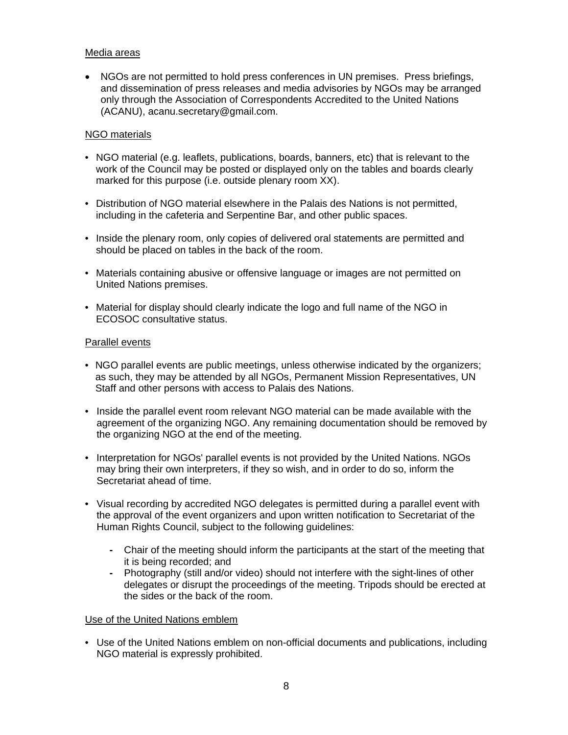Media areas

- NGOs are not permitted to hold press conferences in UN premises. Press briefings, and dissemination of press releases and media advisories by NGOs may be arranged only through the Association of Correspondents Accredited to the United Nations (ACANU), acanu.secretary@gmail.com.

NGO materials

- NGO material (e.g. leaflets, publications, boards, banners, etc) that is relevant to the work of the Council may be posted or displayed only on the tables and boards clearly marked for this purpose (i.e. outside plenary room XX).
- Distribution of NGO material elsewhere in the Palais des Nations is not permitted, including in the cafeteria and Serpentine Bar, and other public spaces.
- Inside the plenary room, only copies of delivered oral statements are permitted and should be placed on tables in the back of the room.
- Materials containing abusive or offensive language or images are not permitted on United Nations premises.
- Material for display should clearly indicate the logo and full name of the NGO in ECOSOC consultative status.

Parallel events

- NGO parallel events are public meetings, unless otherwise indicated by the organizers; as such, they may be attended by all NGOs, Permanent Mission Representatives, UN Staff and other persons with access to Palais des Nations.
- Inside the parallel event room relevant NGO material can be made available with the agreement of the organizing NGO. Any remaining documentation should be removed by the organizing NGO at the end of the meeting.
- Interpretation for NGOs' parallel events is not provided by the United Nations. NGOs may bring their own interpreters, if they so wish, and in order to do so, inform the Secretariat ahead of time.
- Visual recording by accredited NGO delegates is permitted during a parallel event with the approval of the event organizers and upon written notification to Secretariat of the Human Rights Council, subject to the following guidelines:
  - Chair of the meeting should inform the participants at the start of the meeting that it is being recorded; and
  - Photography (still and/or video) should not interfere with the sight-lines of other delegates or disrupt the proceedings of the meeting. Tripods should be erected at the sides or the back of the room.

Use of the United Nations emblem

- Use of the United Nations emblem on non-official documents and publications, including NGO material is expressly prohibited.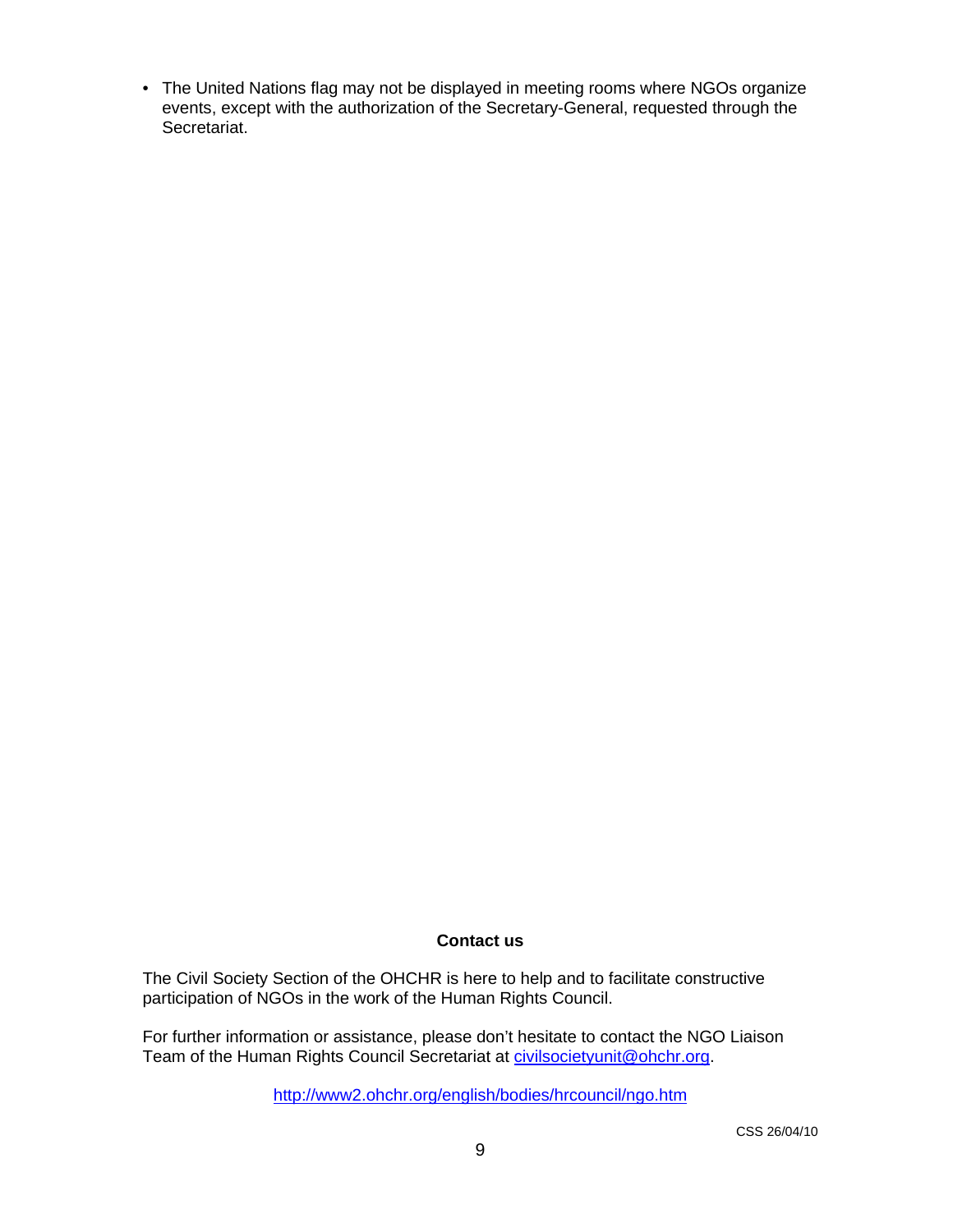- The United Nations flag may not be displayed in meeting rooms where NGOs organize events, except with the authorization of the Secretary-General, requested through the Secretariat.

**Contact us**

The Civil Society Section of the OHCHR is here to help and to facilitate constructive participation of NGOs in the work of the Human Rights Council.

For further information or assistance, please don't hesitate to contact the NGO Liaison Team of the Human Rights Council Secretariat at civilsocietyunit@ohchr.org.

http://www2.ohchr.org/english/bodies/hrcouncil/ngo.htm

CSS 26/04/10